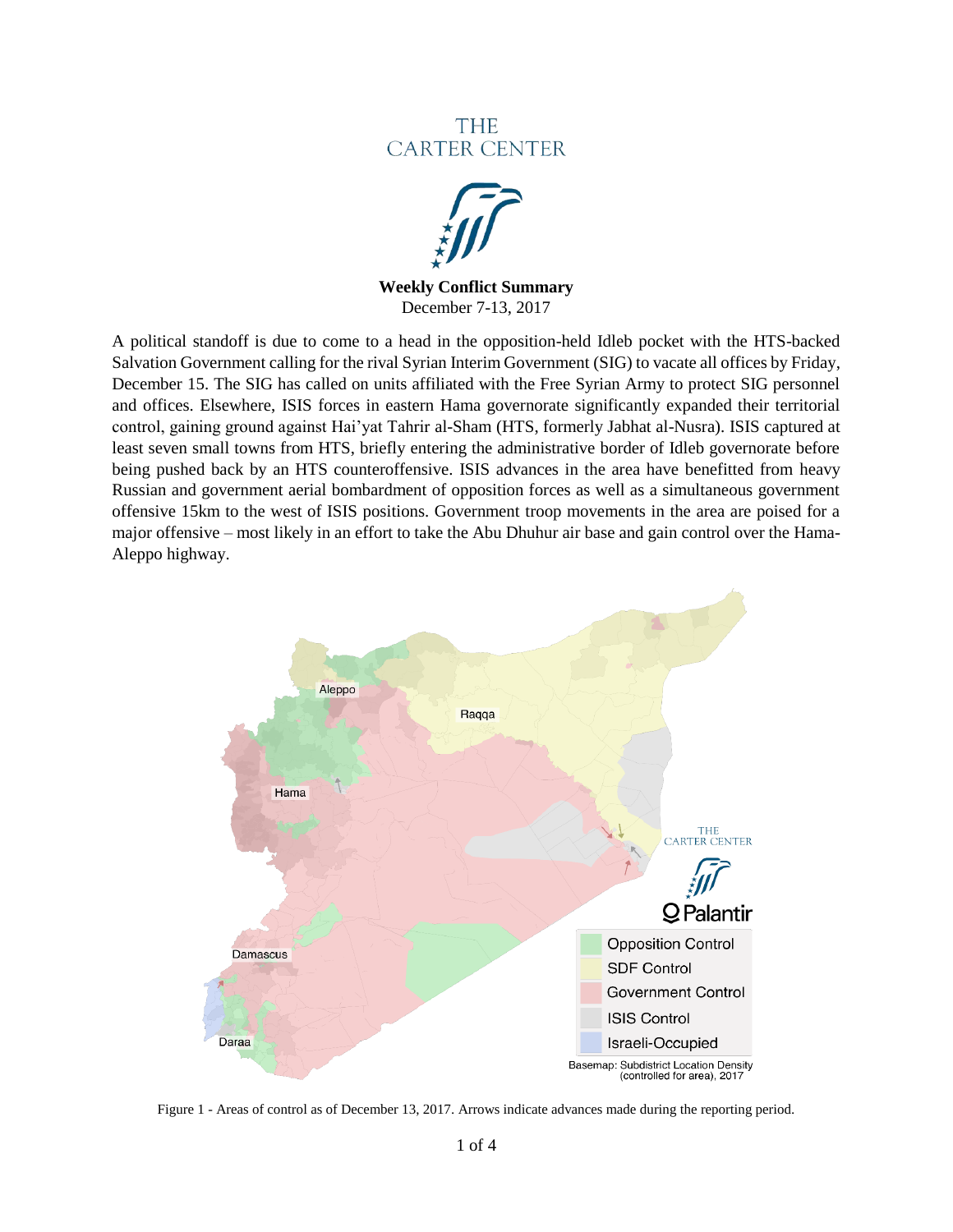THE CARTER CENTER

**Weekly Conflict Summary**
December 7-13, 2017

A political standoff is due to come to a head in the opposition-held Idleb pocket with the HTS-backed Salvation Government calling for the rival Syrian Interim Government (SIG) to vacate all offices by Friday, December 15. The SIG has called on units affiliated with the Free Syrian Army to protect SIG personnel and offices. Elsewhere, ISIS forces in eastern Hama governorate significantly expanded their territorial control, gaining ground against Hai'yat Tahrir al-Sham (HTS, formerly Jabhat al-Nusra). ISIS captured at least seven small towns from HTS, briefly entering the administrative border of Idleb governorate before being pushed back by an HTS counteroffensive. ISIS advances in the area have benefitted from heavy Russian and government aerial bombardment of opposition forces as well as a simultaneous government offensive 15km to the west of ISIS positions. Government troop movements in the area are poised for a major offensive – most likely in an effort to take the Abu Dhuhur air base and gain control over the Hama-Aleppo highway.

Figure 1 - Areas of control as of December 13, 2017. Arrows indicate advances made during the reporting period.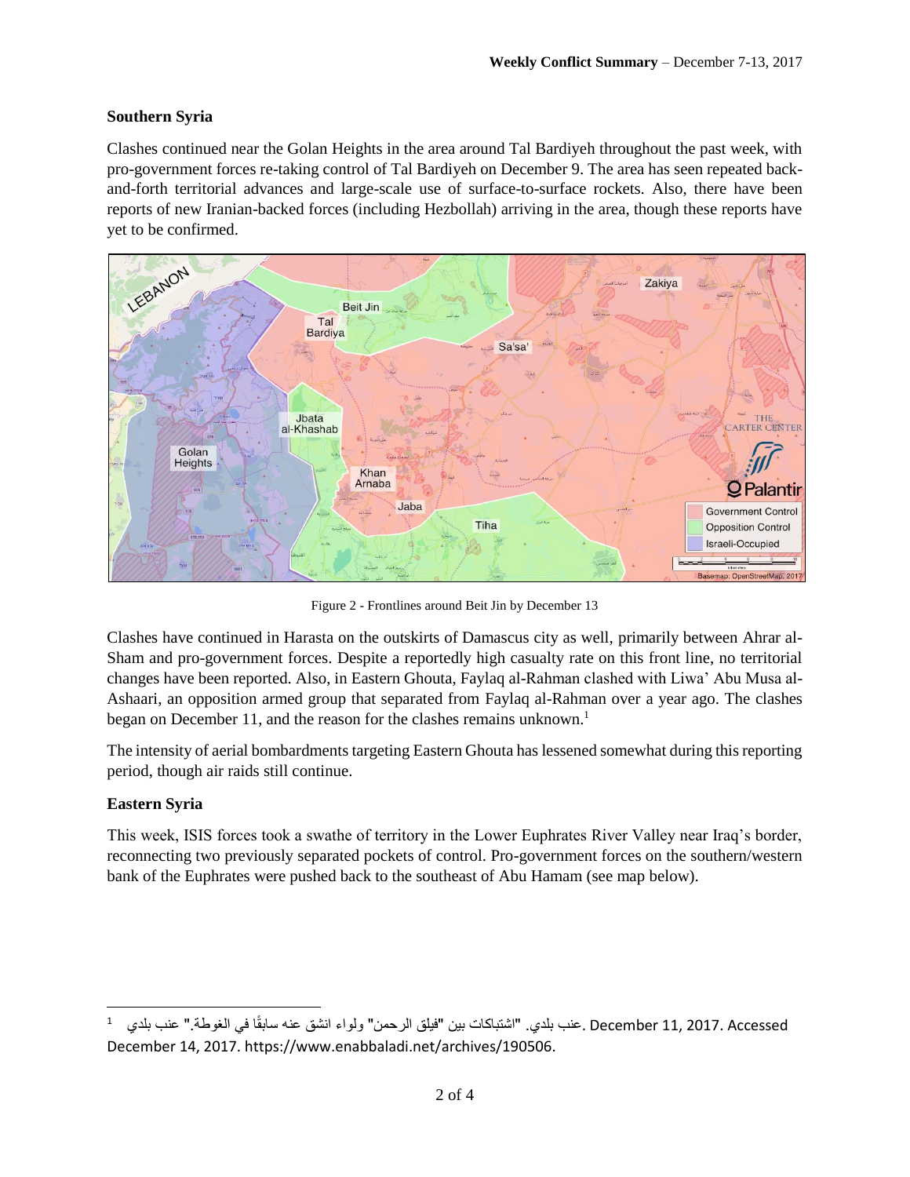## Southern Syria

Clashes continued near the Golan Heights in the area around Tal Bardiyeh throughout the past week, with pro-government forces re-taking control of Tal Bardiyeh on December 9. The area has seen repeated back-and-forth territorial advances and large-scale use of surface-to-surface rockets. Also, there have been reports of new Iranian-backed forces (including Hezbollah) arriving in the area, though these reports have yet to be confirmed.

Figure 2 - Frontlines around Beit Jin by December 13

Clashes have continued in Harasta on the outskirts of Damascus city as well, primarily between Ahrar al-Sham and pro-government forces. Despite a reportedly high casualty rate on this front line, no territorial changes have been reported. Also, in Eastern Ghouta, Faylaq al-Rahman clashed with Liwa' Abu Musa al-Ashaari, an opposition armed group that separated from Faylaq al-Rahman over a year ago. The clashes began on December 11, and the reason for the clashes remains unknown.[1]

The intensity of aerial bombardments targeting Eastern Ghouta has lessened somewhat during this reporting period, though air raids still continue.

## Eastern Syria

This week, ISIS forces took a swathe of territory in the Lower Euphrates River Valley near Iraq's border, reconnecting two previously separated pockets of control. Pro-government forces on the southern/western bank of the Euphrates were pushed back to the southeast of Abu Hamam (see map below).

---

[1] عنب بلدي. "اشتباكات بين "فيلق الرحمن" ولواء انشق عنه سابقًا في الغوطة." عنب بلدي. December 11, 2017. Accessed December 14, 2017. https://www.enabbaladi.net/archives/190506.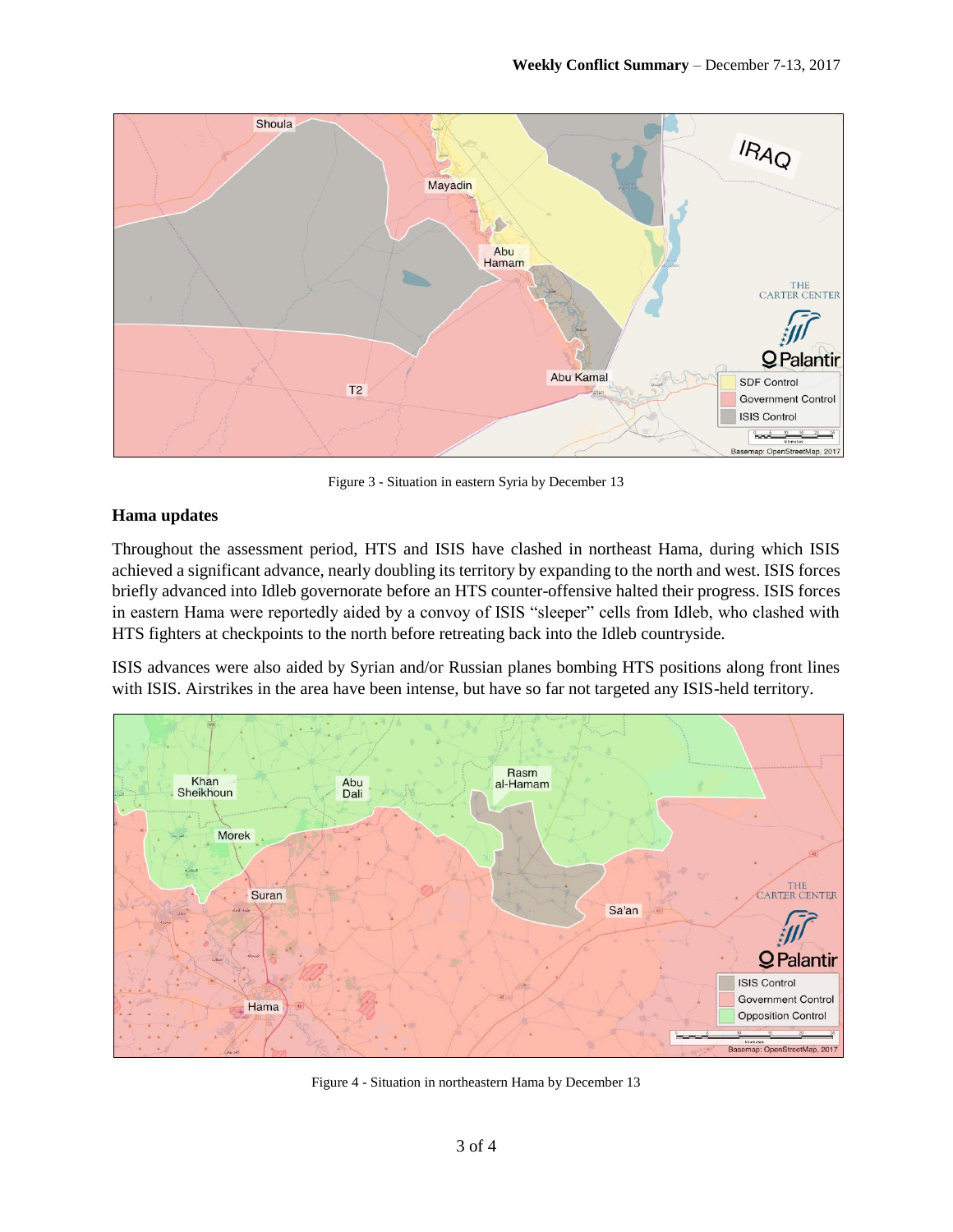Figure 3 - Situation in eastern Syria by December 13

## Hama updates

Throughout the assessment period, HTS and ISIS have clashed in northeast Hama, during which ISIS achieved a significant advance, nearly doubling its territory by expanding to the north and west. ISIS forces briefly advanced into Idleb governorate before an HTS counter-offensive halted their progress. ISIS forces in eastern Hama were reportedly aided by a convoy of ISIS "sleeper" cells from Idleb, who clashed with HTS fighters at checkpoints to the north before retreating back into the Idleb countryside.

ISIS advances were also aided by Syrian and/or Russian planes bombing HTS positions along front lines with ISIS. Airstrikes in the area have been intense, but have so far not targeted any ISIS-held territory.

Figure 4 - Situation in northeastern Hama by December 13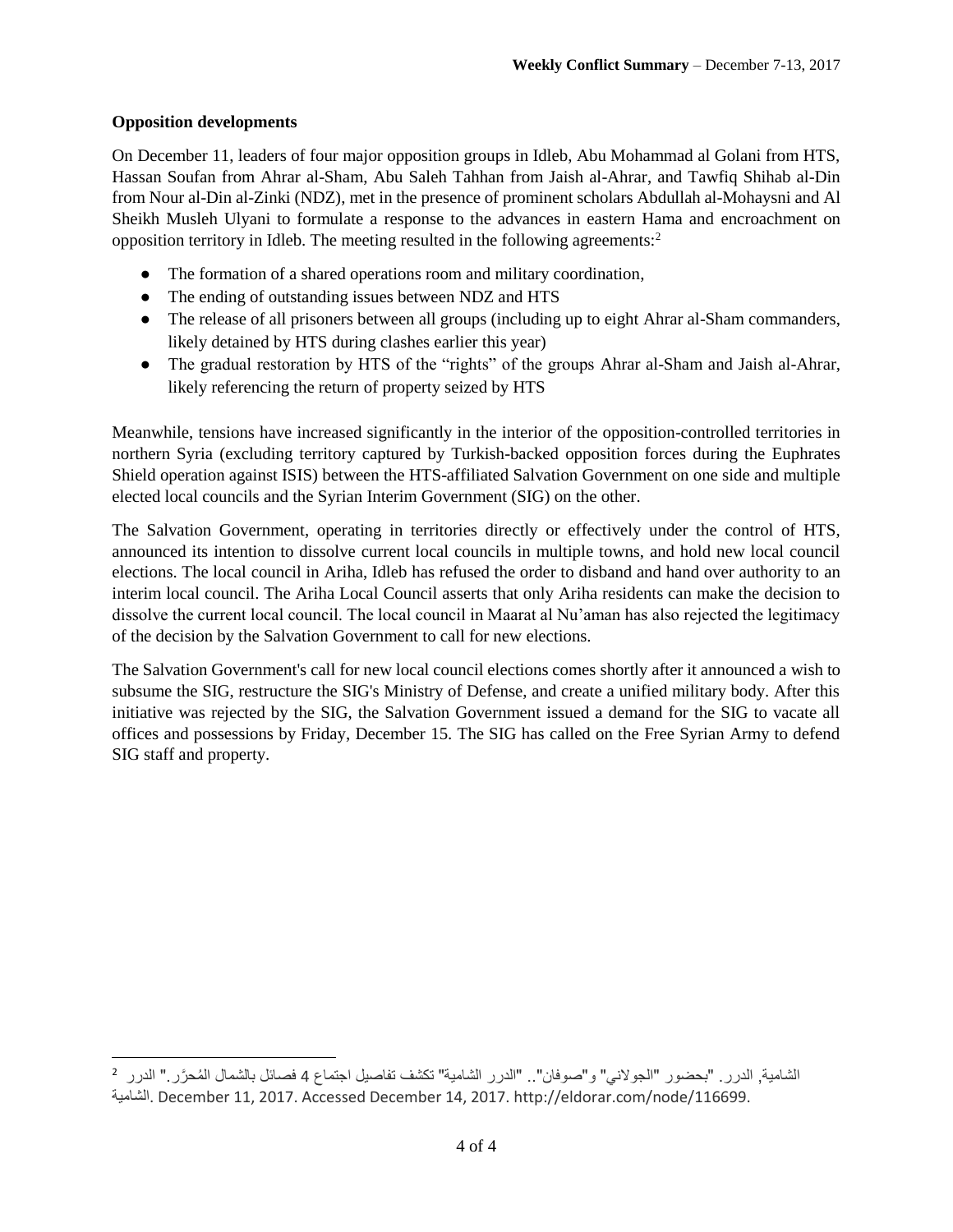### Opposition developments

On December 11, leaders of four major opposition groups in Idleb, Abu Mohammad al Golani from HTS, Hassan Soufan from Ahrar al-Sham, Abu Saleh Tahhan from Jaish al-Ahrar, and Tawfiq Shihab al-Din from Nour al-Din al-Zinki (NDZ), met in the presence of prominent scholars Abdullah al-Mohaysni and Al Sheikh Musleh Ulyani to formulate a response to the advances in eastern Hama and encroachment on opposition territory in Idleb. The meeting resulted in the following agreements:[2]

- The formation of a shared operations room and military coordination,
- The ending of outstanding issues between NDZ and HTS
- The release of all prisoners between all groups (including up to eight Ahrar al-Sham commanders, likely detained by HTS during clashes earlier this year)
- The gradual restoration by HTS of the "rights" of the groups Ahrar al-Sham and Jaish al-Ahrar, likely referencing the return of property seized by HTS

Meanwhile, tensions have increased significantly in the interior of the opposition-controlled territories in northern Syria (excluding territory captured by Turkish-backed opposition forces during the Euphrates Shield operation against ISIS) between the HTS-affiliated Salvation Government on one side and multiple elected local councils and the Syrian Interim Government (SIG) on the other.

The Salvation Government, operating in territories directly or effectively under the control of HTS, announced its intention to dissolve current local councils in multiple towns, and hold new local council elections. The local council in Ariha, Idleb has refused the order to disband and hand over authority to an interim local council. The Ariha Local Council asserts that only Ariha residents can make the decision to dissolve the current local council. The local council in Maarat al Nu'aman has also rejected the legitimacy of the decision by the Salvation Government to call for new elections.

The Salvation Government's call for new local council elections comes shortly after it announced a wish to subsume the SIG, restructure the SIG's Ministry of Defense, and create a unified military body. After this initiative was rejected by the SIG, the Salvation Government issued a demand for the SIG to vacate all offices and possessions by Friday, December 15. The SIG has called on the Free Syrian Army to defend SIG staff and property.

---

[2] الشامية, الدرر. "بحضور "الجولاني" و"صوفان".. "الدرر الشامية" تكشف تفاصيل اجتماع 4 فصائل بالشمال المُحرَّر." الدرر الشامية. December 11, 2017. Accessed December 14, 2017. http://eldorar.com/node/116699.